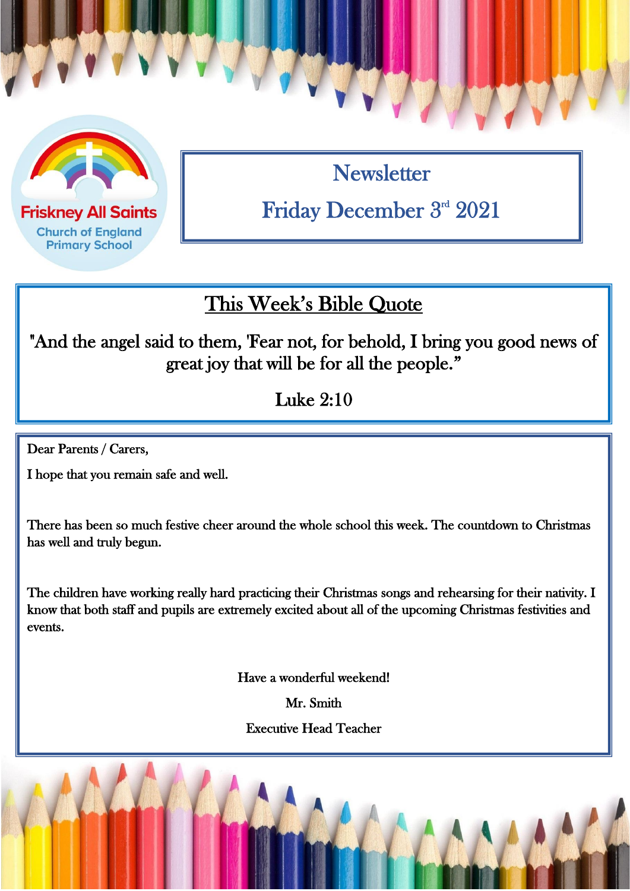Friskney All Saints
Church of England
Primary School

# Newsletter

## Friday December 3rd 2021

## This Week's Bible Quote

"And the angel said to them, 'Fear not, for behold, I bring you good news of great joy that will be for all the people."

Luke 2:10

Dear Parents / Carers,

I hope that you remain safe and well.

There has been so much festive cheer around the whole school this week. The countdown to Christmas has well and truly begun.

The children have working really hard practicing their Christmas songs and rehearsing for their nativity. I know that both staff and pupils are extremely excited about all of the upcoming Christmas festivities and events.

Have a wonderful weekend!

Mr. Smith

Executive Head Teacher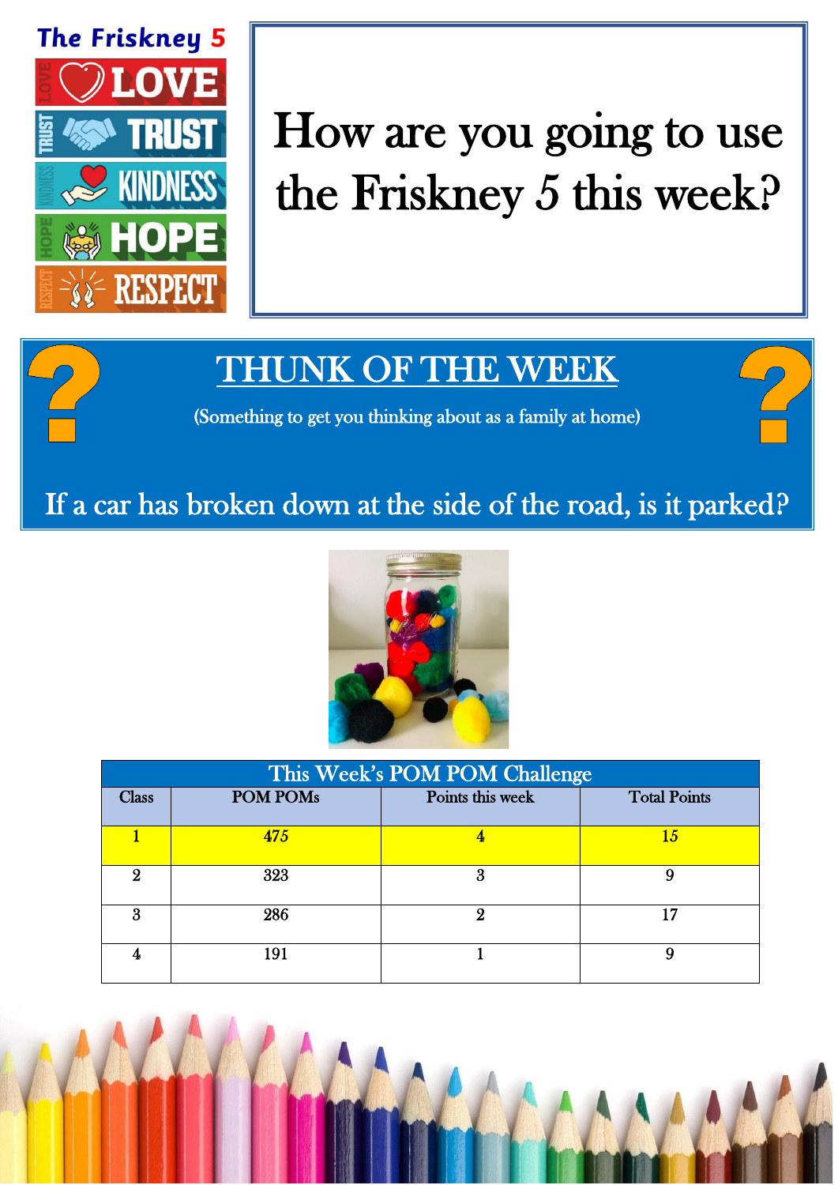**The Friskney 5**

- LOVE
- TRUST
- KINDNESS
- HOPE
- RESPECT

# How are you going to use the Friskney 5 this week?

## THUNK OF THE WEEK

(Something to get you thinking about as a family at home)

If a car has broken down at the side of the road, is it parked?

| This Week's POM POM Challenge | | | |
|---|---|---|---|
| Class | POM POMs | Points this week | Total Points |
| 1 | 475 | 4 | 15 |
| 2 | 323 | 3 | 9 |
| 3 | 286 | 2 | 17 |
| 4 | 191 | 1 | 9 |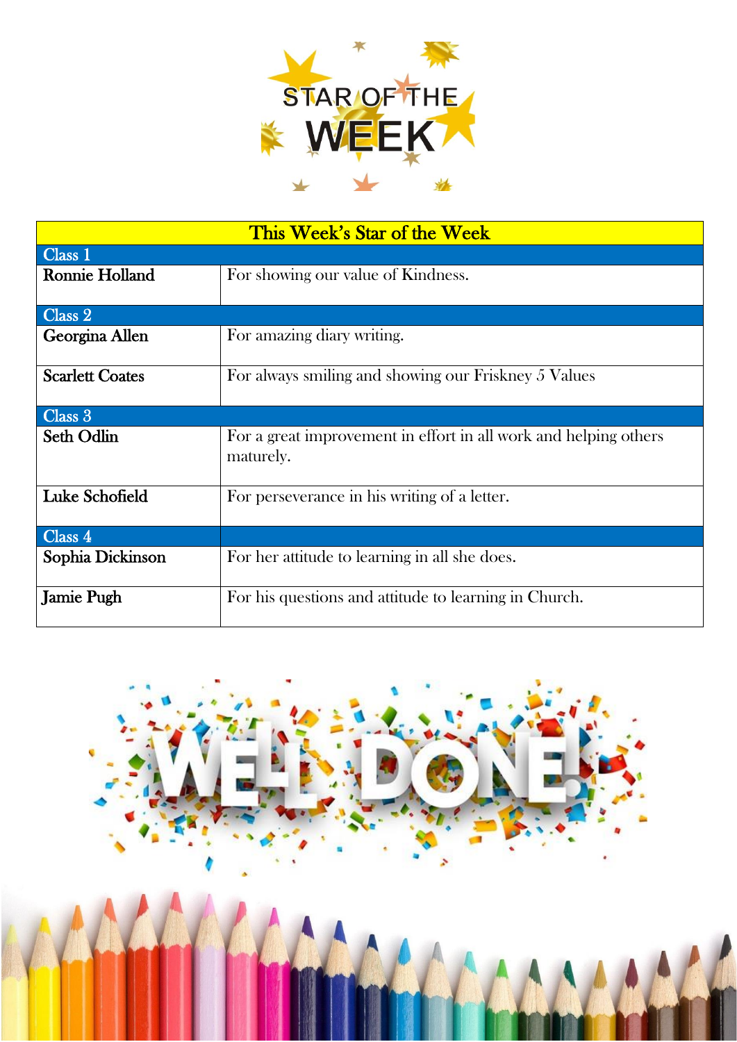# STAR OF THE WEEK

| This Week's Star of the Week | |
|---|---|
| **Class 1** | |
| **Ronnie Holland** | For showing our value of Kindness. |
| **Class 2** | |
| **Georgina Allen** | For amazing diary writing. |
| **Scarlett Coates** | For always smiling and showing our Friskney 5 Values |
| **Class 3** | |
| **Seth Odlin** | For a great improvement in effort in all work and helping others maturely. |
| **Luke Schofield** | For perseverance in his writing of a letter. |
| **Class 4** | |
| **Sophia Dickinson** | For her attitude to learning in all she does. |
| **Jamie Pugh** | For his questions and attitude to learning in Church. |

WELL DONE!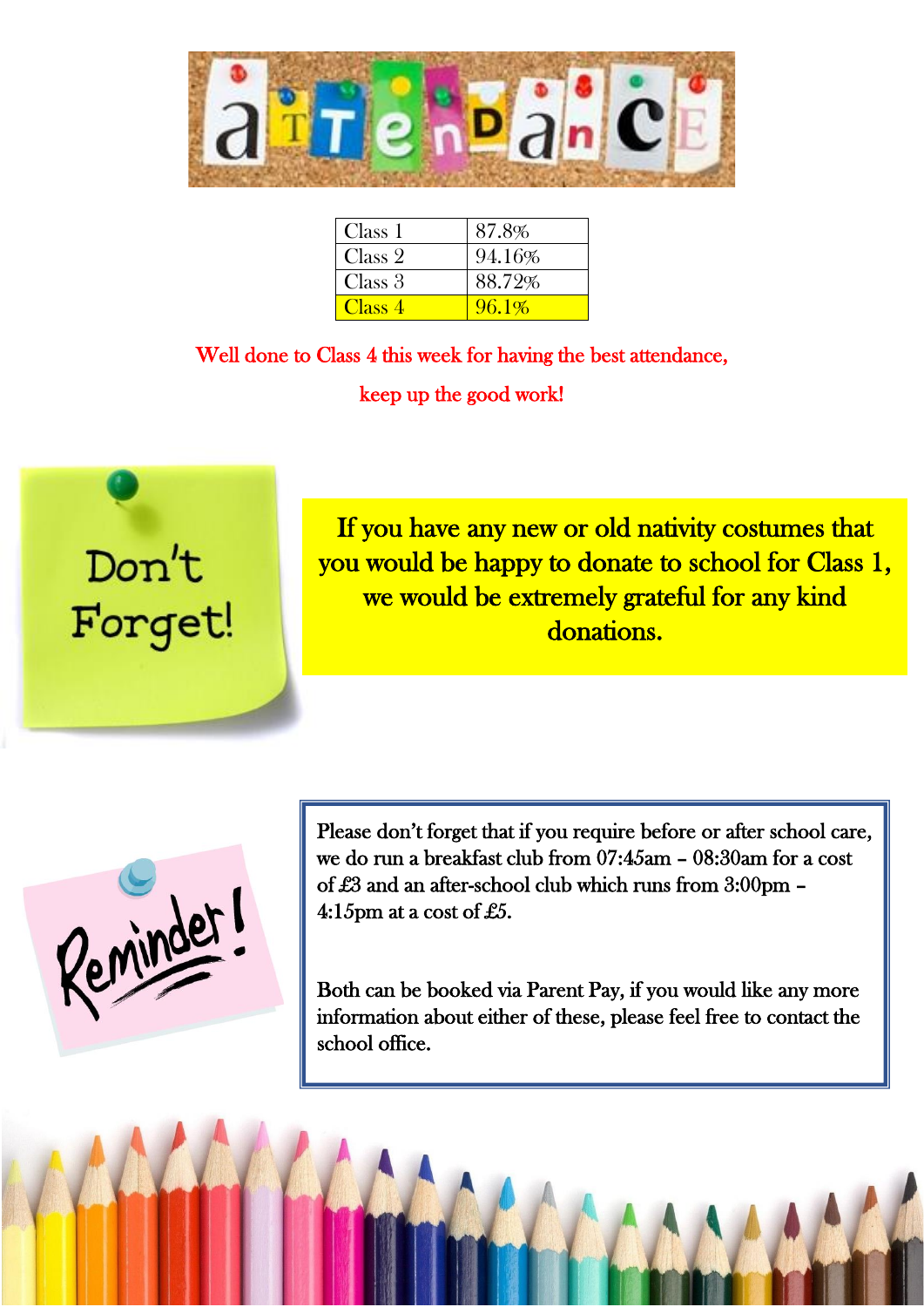# Attendance

| Class | Attendance |
|---|---|
| Class 1 | 87.8% |
| Class 2 | 94.16% |
| Class 3 | 88.72% |
| Class 4 | 96.1% |

Well done to Class 4 this week for having the best attendance,

keep up the good work!

## Don't Forget!

If you have any new or old nativity costumes that you would be happy to donate to school for Class 1, we would be extremely grateful for any kind donations.

## Reminder!

Please don't forget that if you require before or after school care, we do run a breakfast club from 07:45am – 08:30am for a cost of £3 and an after-school club which runs from 3:00pm – 4:15pm at a cost of £5.

Both can be booked via Parent Pay, if you would like any more information about either of these, please feel free to contact the school office.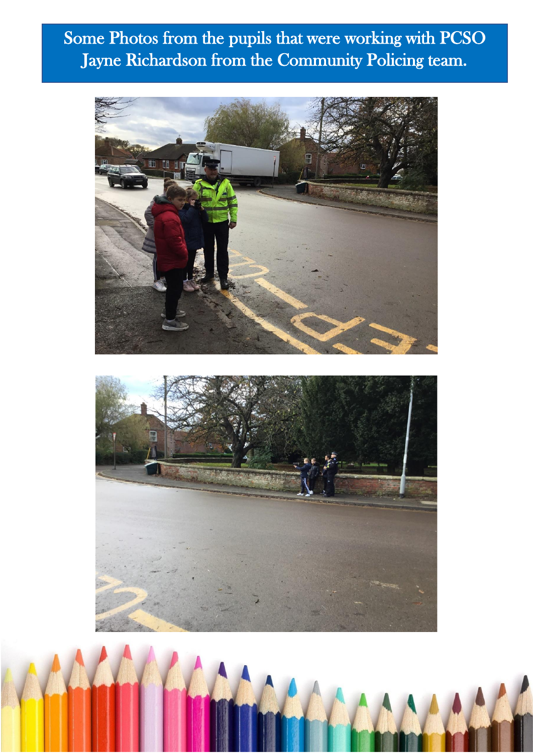Some Photos from the pupils that were working with PCSO Jayne Richardson from the Community Policing team.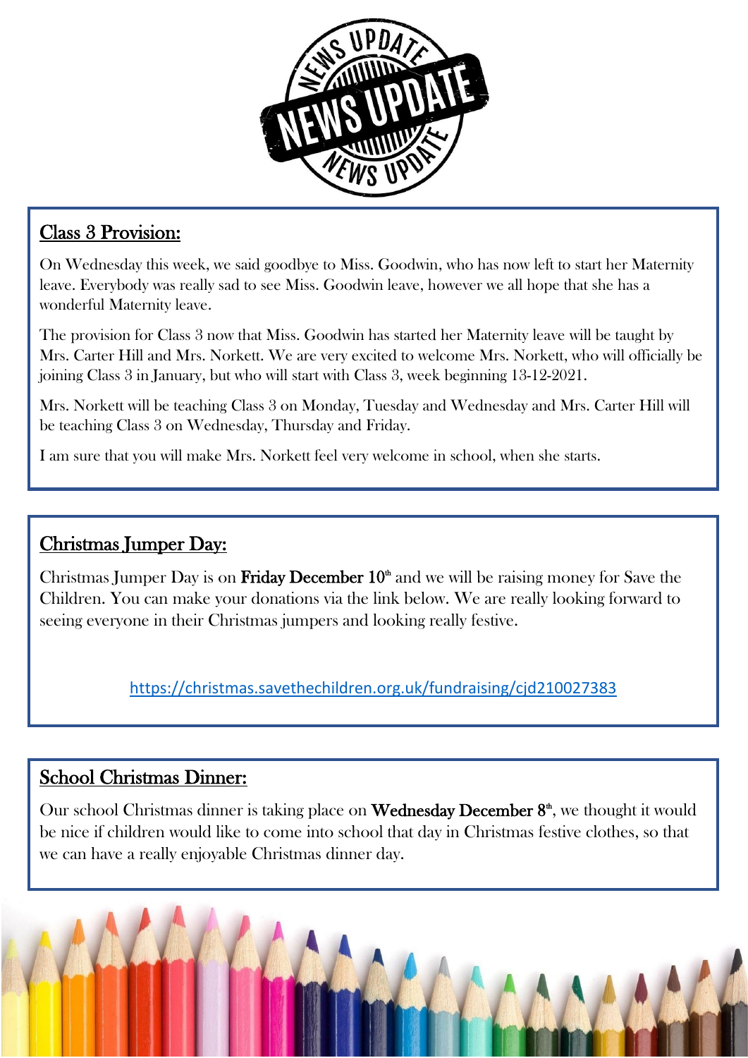## Class 3 Provision:

On Wednesday this week, we said goodbye to Miss. Goodwin, who has now left to start her Maternity leave. Everybody was really sad to see Miss. Goodwin leave, however we all hope that she has a wonderful Maternity leave.

The provision for Class 3 now that Miss. Goodwin has started her Maternity leave will be taught by Mrs. Carter Hill and Mrs. Norkett. We are very excited to welcome Mrs. Norkett, who will officially be joining Class 3 in January, but who will start with Class 3, week beginning 13-12-2021.

Mrs. Norkett will be teaching Class 3 on Monday, Tuesday and Wednesday and Mrs. Carter Hill will be teaching Class 3 on Wednesday, Thursday and Friday.

I am sure that you will make Mrs. Norkett feel very welcome in school, when she starts.

## Christmas Jumper Day:

Christmas Jumper Day is on **Friday December 10th** and we will be raising money for Save the Children. You can make your donations via the link below. We are really looking forward to seeing everyone in their Christmas jumpers and looking really festive.

https://christmas.savethechildren.org.uk/fundraising/cjd210027383

## School Christmas Dinner:

Our school Christmas dinner is taking place on **Wednesday December 8th**, we thought it would be nice if children would like to come into school that day in Christmas festive clothes, so that we can have a really enjoyable Christmas dinner day.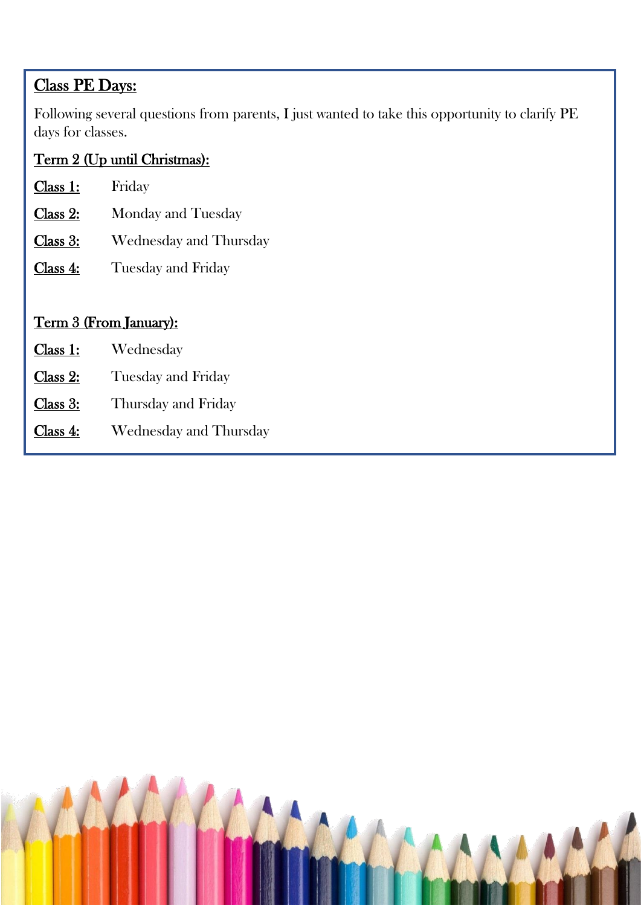## Class PE Days:

Following several questions from parents, I just wanted to take this opportunity to clarify PE days for classes.

### Term 2 (Up until Christmas):

| | |
|---|---|
| Class 1: | Friday |
| Class 2: | Monday and Tuesday |
| Class 3: | Wednesday and Thursday |
| Class 4: | Tuesday and Friday |

### Term 3 (From January):

| | |
|---|---|
| Class 1: | Wednesday |
| Class 2: | Tuesday and Friday |
| Class 3: | Thursday and Friday |
| Class 4: | Wednesday and Thursday |